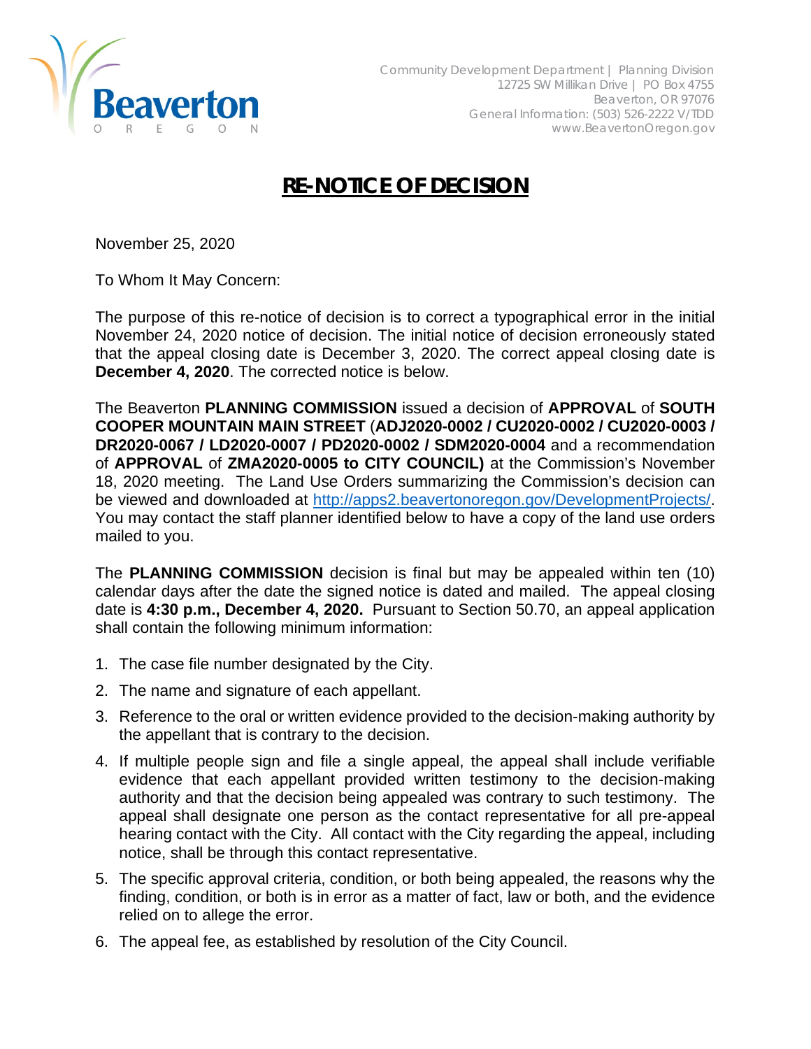Beaverton
OREGON

Community Development Department | Planning Division
12725 SW Millikan Drive | PO Box 4755
Beaverton, OR 97076
General Information: (503) 526-2222 V/TDD
www.BeavertonOregon.gov

# RE-NOTICE OF DECISION

November 25, 2020

To Whom It May Concern:

The purpose of this re-notice of decision is to correct a typographical error in the initial November 24, 2020 notice of decision. The initial notice of decision erroneously stated that the appeal closing date is December 3, 2020. The correct appeal closing date is **December 4, 2020**. The corrected notice is below.

The Beaverton **PLANNING COMMISSION** issued a decision of **APPROVAL** of **SOUTH COOPER MOUNTAIN MAIN STREET** (**ADJ2020-0002 / CU2020-0002 / CU2020-0003 / DR2020-0067 / LD2020-0007 / PD2020-0002 / SDM2020-0004** and a recommendation of **APPROVAL** of **ZMA2020-0005 to CITY COUNCIL)** at the Commission's November 18, 2020 meeting. The Land Use Orders summarizing the Commission's decision can be viewed and downloaded at http://apps2.beavertonoregon.gov/DevelopmentProjects/. You may contact the staff planner identified below to have a copy of the land use orders mailed to you.

The **PLANNING COMMISSION** decision is final but may be appealed within ten (10) calendar days after the date the signed notice is dated and mailed. The appeal closing date is **4:30 p.m., December 4, 2020.** Pursuant to Section 50.70, an appeal application shall contain the following minimum information:

1. The case file number designated by the City.
2. The name and signature of each appellant.
3. Reference to the oral or written evidence provided to the decision-making authority by the appellant that is contrary to the decision.
4. If multiple people sign and file a single appeal, the appeal shall include verifiable evidence that each appellant provided written testimony to the decision-making authority and that the decision being appealed was contrary to such testimony. The appeal shall designate one person as the contact representative for all pre-appeal hearing contact with the City. All contact with the City regarding the appeal, including notice, shall be through this contact representative.
5. The specific approval criteria, condition, or both being appealed, the reasons why the finding, condition, or both is in error as a matter of fact, law or both, and the evidence relied on to allege the error.
6. The appeal fee, as established by resolution of the City Council.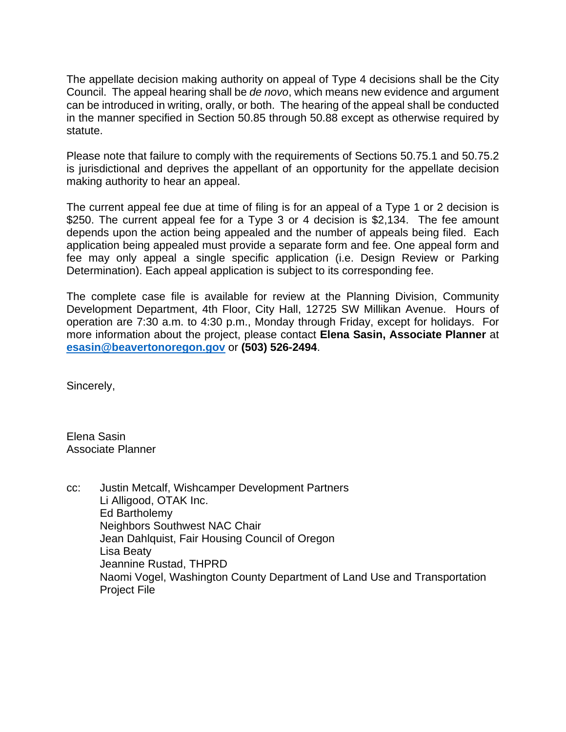The appellate decision making authority on appeal of Type 4 decisions shall be the City Council. The appeal hearing shall be *de novo*, which means new evidence and argument can be introduced in writing, orally, or both. The hearing of the appeal shall be conducted in the manner specified in Section 50.85 through 50.88 except as otherwise required by statute.

Please note that failure to comply with the requirements of Sections 50.75.1 and 50.75.2 is jurisdictional and deprives the appellant of an opportunity for the appellate decision making authority to hear an appeal.

The current appeal fee due at time of filing is for an appeal of a Type 1 or 2 decision is $250. The current appeal fee for a Type 3 or 4 decision is $2,134. The fee amount depends upon the action being appealed and the number of appeals being filed. Each application being appealed must provide a separate form and fee. One appeal form and fee may only appeal a single specific application (i.e. Design Review or Parking Determination). Each appeal application is subject to its corresponding fee.

The complete case file is available for review at the Planning Division, Community Development Department, 4th Floor, City Hall, 12725 SW Millikan Avenue. Hours of operation are 7:30 a.m. to 4:30 p.m., Monday through Friday, except for holidays. For more information about the project, please contact **Elena Sasin, Associate Planner** at **esasin@beavertonoregon.gov** or **(503) 526-2494**.

Sincerely,

Elena Sasin
Associate Planner

cc: Justin Metcalf, Wishcamper Development Partners
Li Alligood, OTAK Inc.
Ed Bartholemy
Neighbors Southwest NAC Chair
Jean Dahlquist, Fair Housing Council of Oregon
Lisa Beaty
Jeannine Rustad, THPRD
Naomi Vogel, Washington County Department of Land Use and Transportation
Project File